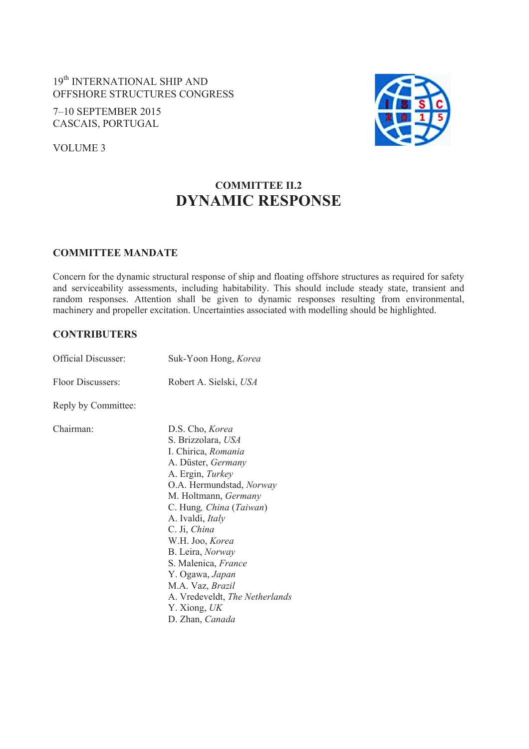19th INTERNATIONAL SHIP AND
OFFSHORE STRUCTURES CONGRESS

7–10 SEPTEMBER 2015
CASCAIS, PORTUGAL

VOLUME 3

# COMMITTEE II.2
# DYNAMIC RESPONSE

## COMMITTEE MANDATE

Concern for the dynamic structural response of ship and floating offshore structures as required for safety and serviceability assessments, including habitability. This should include steady state, transient and random responses. Attention shall be given to dynamic responses resulting from environmental, machinery and propeller excitation. Uncertainties associated with modelling should be highlighted.

## CONTRIBUTERS

Official Discusser: Suk-Yoon Hong, *Korea*

Floor Discussers: Robert A. Sielski, *USA*

Reply by Committee:

Chairman: D.S. Cho, *Korea*
S. Brizzolara, *USA*
I. Chirica, *Romania*
A. Düster, *Germany*
A. Ergin, *Turkey*
O.A. Hermundstad, *Norway*
M. Holtmann, *Germany*
C. Hung, *China* (*Taiwan*)
A. Ivaldi, *Italy*
C. Ji, *China*
W.H. Joo, *Korea*
B. Leira, *Norway*
S. Malenica, *France*
Y. Ogawa, *Japan*
M.A. Vaz, *Brazil*
A. Vredeveldt, *The Netherlands*
Y. Xiong, *UK*
D. Zhan, *Canada*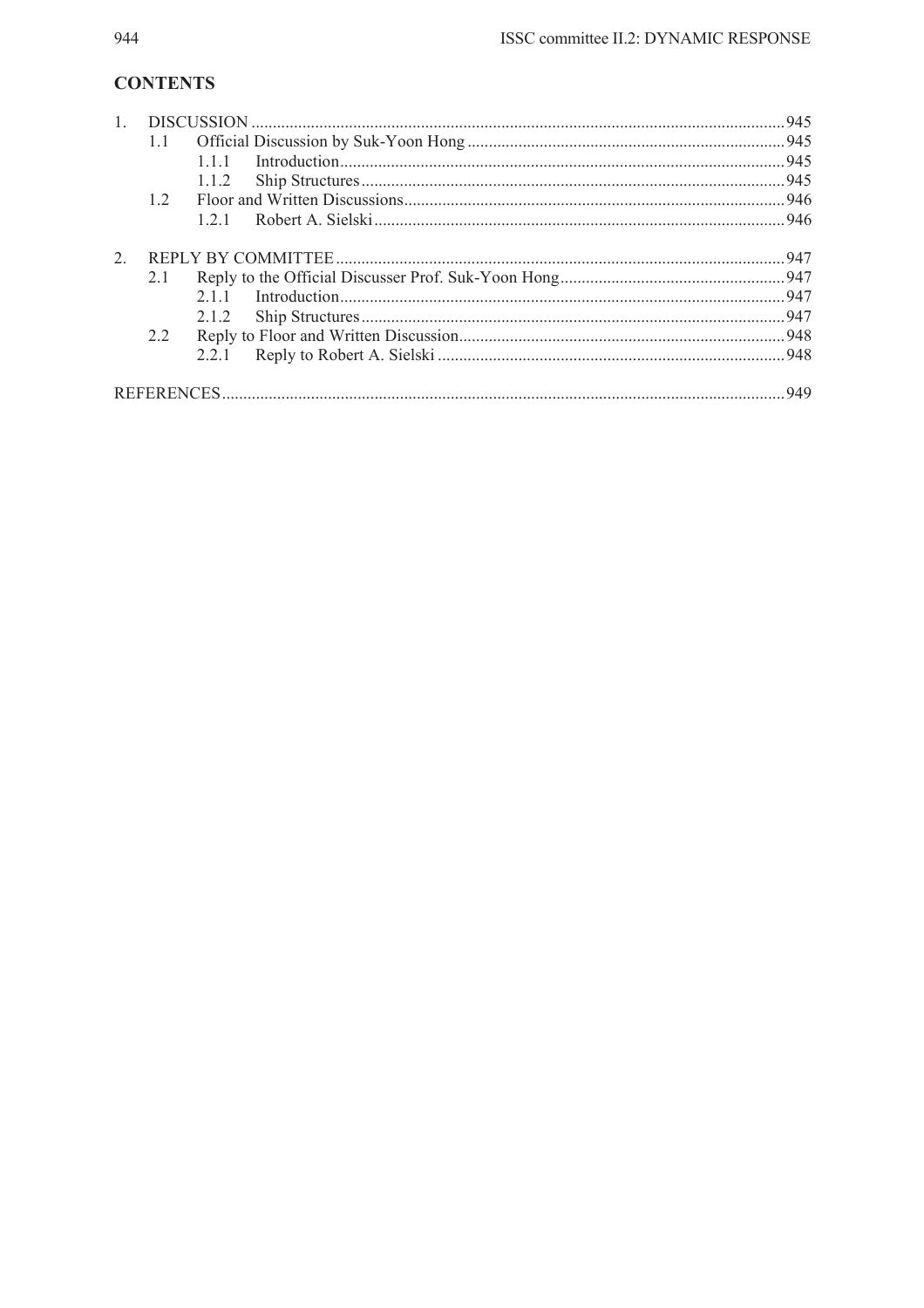## CONTENTS

1. DISCUSSION ............................................................................................................ 945
   - 1.1 Official Discussion by Suk-Yoon Hong .......................................................................... 945
     - 1.1.1 Introduction ........................................................................................................ 945
     - 1.1.2 Ship Structures .................................................................................................. 945
   - 1.2 Floor and Written Discussions ......................................................................................... 946
     - 1.2.1 Robert A. Sielski ................................................................................................ 946

2. REPLY BY COMMITTEE ......................................................................................................... 947
   - 2.1 Reply to the Official Discusser Prof. Suk-Yoon Hong .................................................... 947
     - 2.1.1 Introduction ........................................................................................................ 947
     - 2.1.2 Ship Structures .................................................................................................. 947
   - 2.2 Reply to Floor and Written Discussion ............................................................................ 948
     - 2.2.1 Reply to Robert A. Sielski ................................................................................. 948

REFERENCES ................................................................................................................................... 949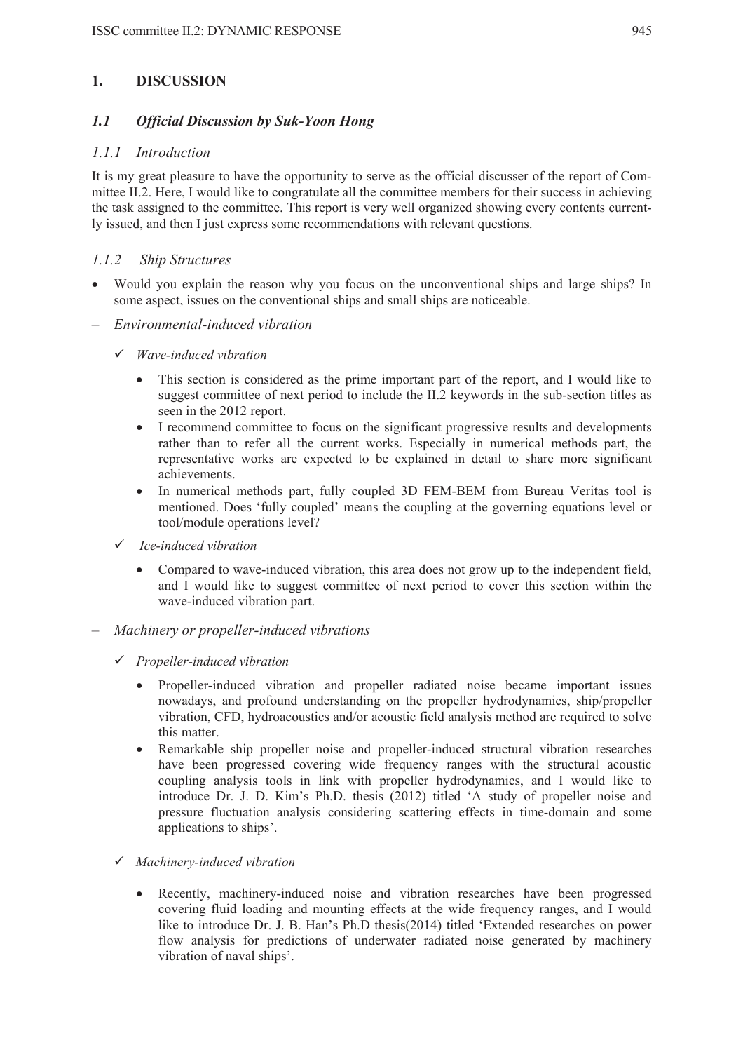# 1. DISCUSSION

## 1.1 Official Discussion by Suk-Yoon Hong

### 1.1.1 Introduction

It is my great pleasure to have the opportunity to serve as the official discusser of the report of Committee II.2. Here, I would like to congratulate all the committee members for their success in achieving the task assigned to the committee. This report is very well organized showing every contents currently issued, and then I just express some recommendations with relevant questions.

### 1.1.2 Ship Structures

- Would you explain the reason why you focus on the unconventional ships and large ships? In some aspect, issues on the conventional ships and small ships are noticeable.

– *Environmental-induced vibration*

  ✓ *Wave-induced vibration*

  - This section is considered as the prime important part of the report, and I would like to suggest committee of next period to include the II.2 keywords in the sub-section titles as seen in the 2012 report.
  - I recommend committee to focus on the significant progressive results and developments rather than to refer all the current works. Especially in numerical methods part, the representative works are expected to be explained in detail to share more significant achievements.
  - In numerical methods part, fully coupled 3D FEM-BEM from Bureau Veritas tool is mentioned. Does 'fully coupled' means the coupling at the governing equations level or tool/module operations level?

  ✓ *Ice-induced vibration*

  - Compared to wave-induced vibration, this area does not grow up to the independent field, and I would like to suggest committee of next period to cover this section within the wave-induced vibration part.

– *Machinery or propeller-induced vibrations*

  ✓ *Propeller-induced vibration*

  - Propeller-induced vibration and propeller radiated noise became important issues nowadays, and profound understanding on the propeller hydrodynamics, ship/propeller vibration, CFD, hydroacoustics and/or acoustic field analysis method are required to solve this matter.
  - Remarkable ship propeller noise and propeller-induced structural vibration researches have been progressed covering wide frequency ranges with the structural acoustic coupling analysis tools in link with propeller hydrodynamics, and I would like to introduce Dr. J. D. Kim's Ph.D. thesis (2012) titled 'A study of propeller noise and pressure fluctuation analysis considering scattering effects in time-domain and some applications to ships'.

  ✓ *Machinery-induced vibration*

  - Recently, machinery-induced noise and vibration researches have been progressed covering fluid loading and mounting effects at the wide frequency ranges, and I would like to introduce Dr. J. B. Han's Ph.D thesis(2014) titled 'Extended researches on power flow analysis for predictions of underwater radiated noise generated by machinery vibration of naval ships'.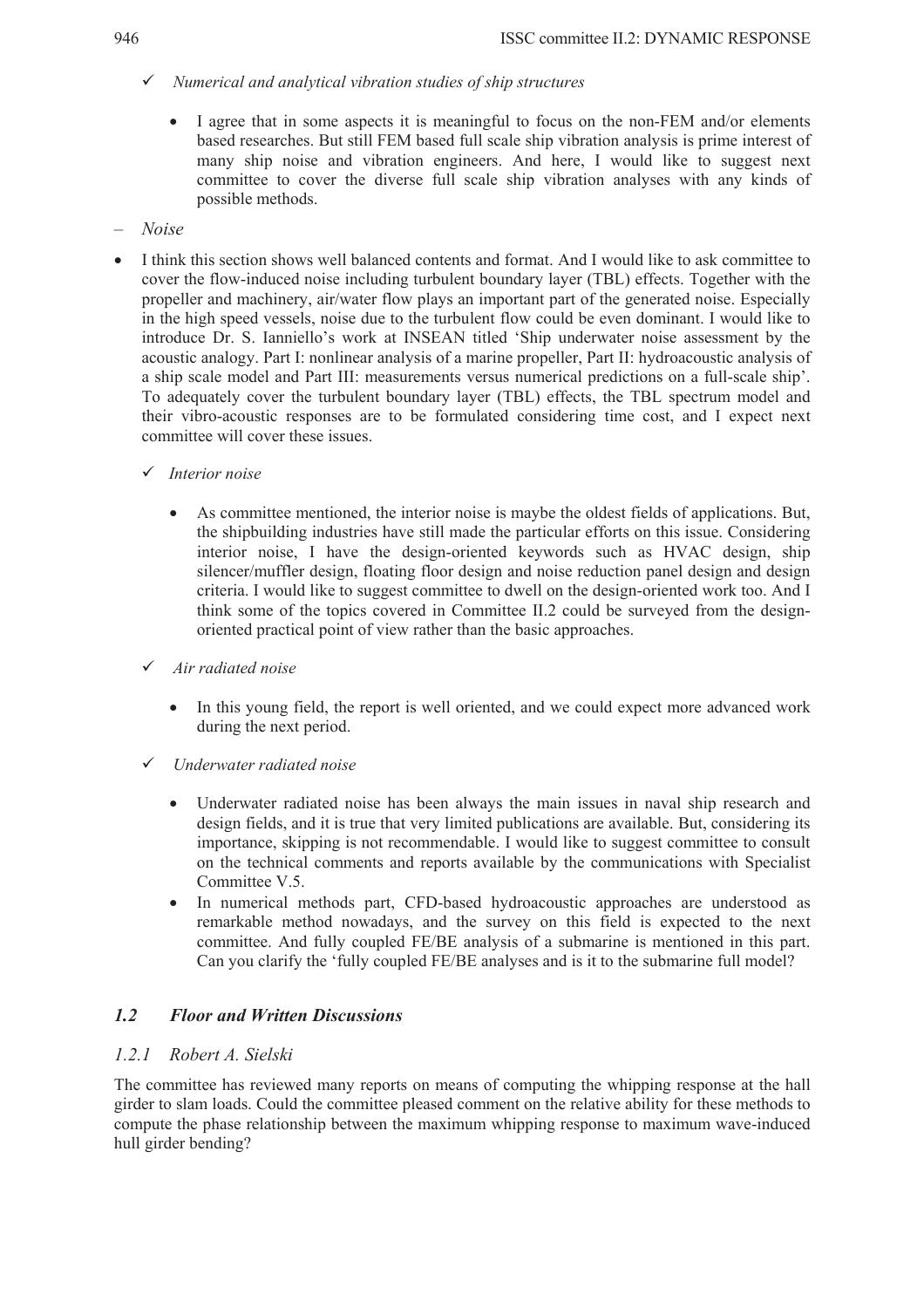- ✓ *Numerical and analytical vibration studies of ship structures*

  - I agree that in some aspects it is meaningful to focus on the non-FEM and/or elements based researches. But still FEM based full scale ship vibration analysis is prime interest of many ship noise and vibration engineers. And here, I would like to suggest next committee to cover the diverse full scale ship vibration analyses with any kinds of possible methods.

– *Noise*

- I think this section shows well balanced contents and format. And I would like to ask committee to cover the flow-induced noise including turbulent boundary layer (TBL) effects. Together with the propeller and machinery, air/water flow plays an important part of the generated noise. Especially in the high speed vessels, noise due to the turbulent flow could be even dominant. I would like to introduce Dr. S. Ianniello's work at INSEAN titled 'Ship underwater noise assessment by the acoustic analogy. Part I: nonlinear analysis of a marine propeller, Part II: hydroacoustic analysis of a ship scale model and Part III: measurements versus numerical predictions on a full-scale ship'. To adequately cover the turbulent boundary layer (TBL) effects, the TBL spectrum model and their vibro-acoustic responses are to be formulated considering time cost, and I expect next committee will cover these issues.

  - ✓ *Interior noise*

    - As committee mentioned, the interior noise is maybe the oldest fields of applications. But, the shipbuilding industries have still made the particular efforts on this issue. Considering interior noise, I have the design-oriented keywords such as HVAC design, ship silencer/muffler design, floating floor design and noise reduction panel design and design criteria. I would like to suggest committee to dwell on the design-oriented work too. And I think some of the topics covered in Committee II.2 could be surveyed from the design-oriented practical point of view rather than the basic approaches.

  - ✓ *Air radiated noise*

    - In this young field, the report is well oriented, and we could expect more advanced work during the next period.

  - ✓ *Underwater radiated noise*

    - Underwater radiated noise has been always the main issues in naval ship research and design fields, and it is true that very limited publications are available. But, considering its importance, skipping is not recommendable. I would like to suggest committee to consult on the technical comments and reports available by the communications with Specialist Committee V.5.
    - In numerical methods part, CFD-based hydroacoustic approaches are understood as remarkable method nowadays, and the survey on this field is expected to the next committee. And fully coupled FE/BE analysis of a submarine is mentioned in this part. Can you clarify the 'fully coupled FE/BE analyses and is it to the submarine full model?

## *1.2 Floor and Written Discussions*

### *1.2.1 Robert A. Sielski*

The committee has reviewed many reports on means of computing the whipping response at the hall girder to slam loads. Could the committee pleased comment on the relative ability for these methods to compute the phase relationship between the maximum whipping response to maximum wave-induced hull girder bending?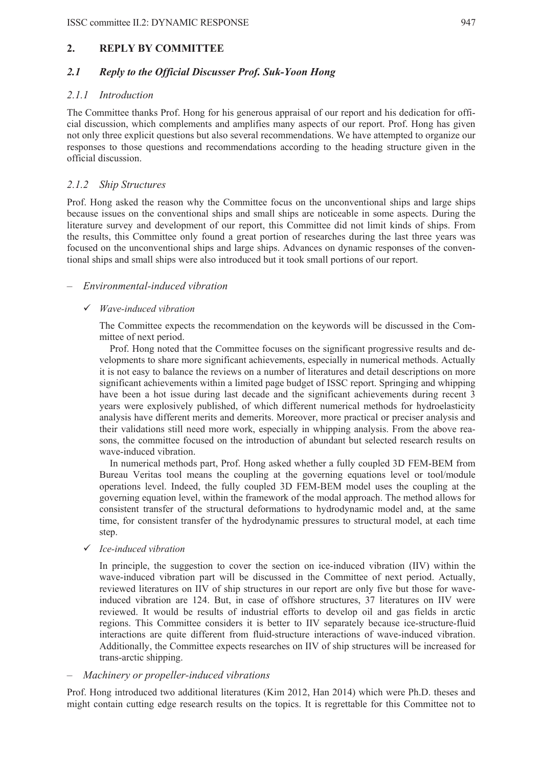## 2. REPLY BY COMMITTEE

### *2.1 Reply to the Official Discusser Prof. Suk-Yoon Hong*

#### *2.1.1 Introduction*

The Committee thanks Prof. Hong for his generous appraisal of our report and his dedication for official discussion, which complements and amplifies many aspects of our report. Prof. Hong has given not only three explicit questions but also several recommendations. We have attempted to organize our responses to those questions and recommendations according to the heading structure given in the official discussion.

#### *2.1.2 Ship Structures*

Prof. Hong asked the reason why the Committee focus on the unconventional ships and large ships because issues on the conventional ships and small ships are noticeable in some aspects. During the literature survey and development of our report, this Committee did not limit kinds of ships. From the results, this Committee only found a great portion of researches during the last three years was focused on the unconventional ships and large ships. Advances on dynamic responses of the conventional ships and small ships were also introduced but it took small portions of our report.

– *Environmental-induced vibration*

✓ *Wave-induced vibration*

The Committee expects the recommendation on the keywords will be discussed in the Committee of next period.

Prof. Hong noted that the Committee focuses on the significant progressive results and developments to share more significant achievements, especially in numerical methods. Actually it is not easy to balance the reviews on a number of literatures and detail descriptions on more significant achievements within a limited page budget of ISSC report. Springing and whipping have been a hot issue during last decade and the significant achievements during recent 3 years were explosively published, of which different numerical methods for hydroelasticity analysis have different merits and demerits. Moreover, more practical or preciser analysis and their validations still need more work, especially in whipping analysis. From the above reasons, the committee focused on the introduction of abundant but selected research results on wave-induced vibration.

In numerical methods part, Prof. Hong asked whether a fully coupled 3D FEM-BEM from Bureau Veritas tool means the coupling at the governing equations level or tool/module operations level. Indeed, the fully coupled 3D FEM-BEM model uses the coupling at the governing equation level, within the framework of the modal approach. The method allows for consistent transfer of the structural deformations to hydrodynamic model and, at the same time, for consistent transfer of the hydrodynamic pressures to structural model, at each time step.

✓ *Ice-induced vibration*

In principle, the suggestion to cover the section on ice-induced vibration (IIV) within the wave-induced vibration part will be discussed in the Committee of next period. Actually, reviewed literatures on IIV of ship structures in our report are only five but those for wave-induced vibration are 124. But, in case of offshore structures, 37 literatures on IIV were reviewed. It would be results of industrial efforts to develop oil and gas fields in arctic regions. This Committee considers it is better to IIV separately because ice-structure-fluid interactions are quite different from fluid-structure interactions of wave-induced vibration. Additionally, the Committee expects researches on IIV of ship structures will be increased for trans-arctic shipping.

– *Machinery or propeller-induced vibrations*

Prof. Hong introduced two additional literatures (Kim 2012, Han 2014) which were Ph.D. theses and might contain cutting edge research results on the topics. It is regrettable for this Committee not to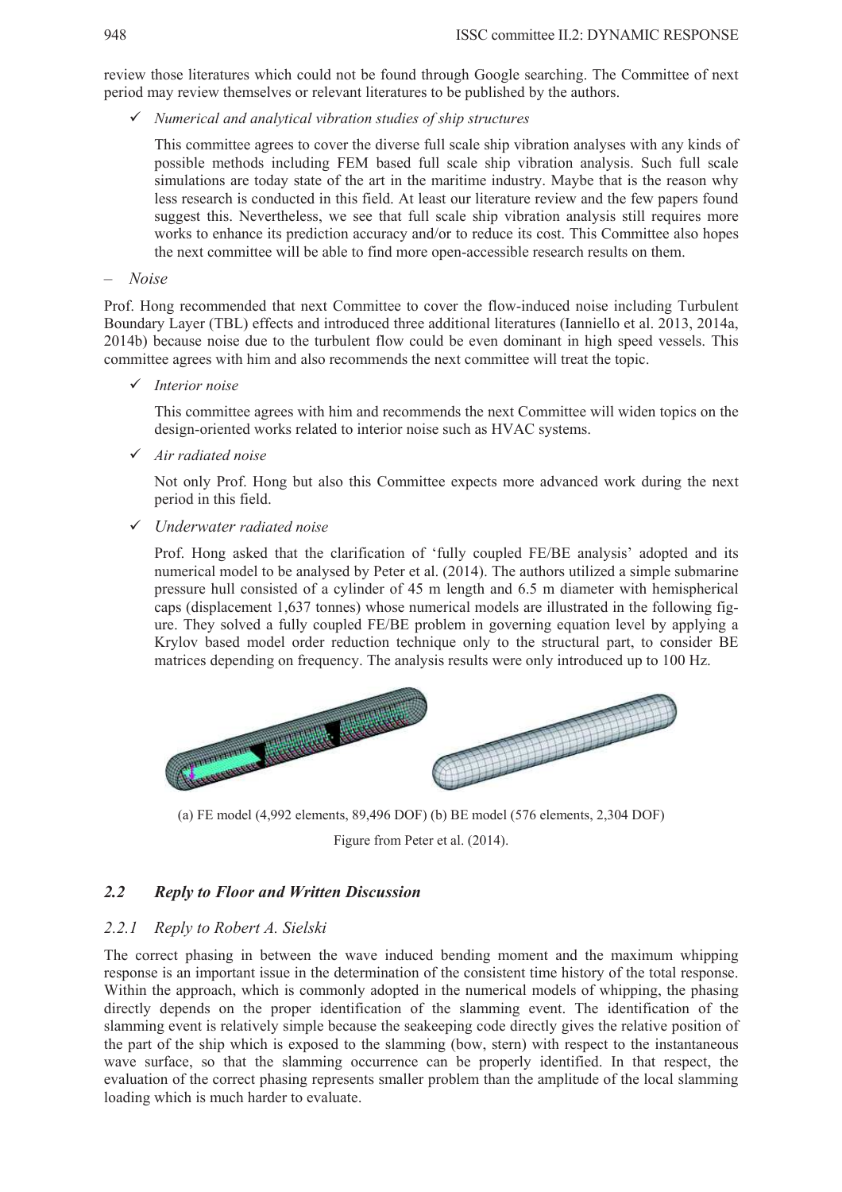review those literatures which could not be found through Google searching. The Committee of next period may review themselves or relevant literatures to be published by the authors.

- ✓ *Numerical and analytical vibration studies of ship structures*

  This committee agrees to cover the diverse full scale ship vibration analyses with any kinds of possible methods including FEM based full scale ship vibration analysis. Such full scale simulations are today state of the art in the maritime industry. Maybe that is the reason why less research is conducted in this field. At least our literature review and the few papers found suggest this. Nevertheless, we see that full scale ship vibration analysis still requires more works to enhance its prediction accuracy and/or to reduce its cost. This Committee also hopes the next committee will be able to find more open-accessible research results on them.

– *Noise*

Prof. Hong recommended that next Committee to cover the flow-induced noise including Turbulent Boundary Layer (TBL) effects and introduced three additional literatures (Ianniello et al. 2013, 2014a, 2014b) because noise due to the turbulent flow could be even dominant in high speed vessels. This committee agrees with him and also recommends the next committee will treat the topic.

- ✓ *Interior noise*

  This committee agrees with him and recommends the next Committee will widen topics on the design-oriented works related to interior noise such as HVAC systems.

- ✓ *Air radiated noise*

  Not only Prof. Hong but also this Committee expects more advanced work during the next period in this field.

- ✓ *Underwater radiated noise*

  Prof. Hong asked that the clarification of 'fully coupled FE/BE analysis' adopted and its numerical model to be analysed by Peter et al. (2014). The authors utilized a simple submarine pressure hull consisted of a cylinder of 45 m length and 6.5 m diameter with hemispherical caps (displacement 1,637 tonnes) whose numerical models are illustrated in the following figure. They solved a fully coupled FE/BE problem in governing equation level by applying a Krylov based model order reduction technique only to the structural part, to consider BE matrices depending on frequency. The analysis results were only introduced up to 100 Hz.

(a) FE model (4,992 elements, 89,496 DOF) (b) BE model (576 elements, 2,304 DOF)

Figure from Peter et al. (2014).

## 2.2 Reply to Floor and Written Discussion

### 2.2.1 Reply to Robert A. Sielski

The correct phasing in between the wave induced bending moment and the maximum whipping response is an important issue in the determination of the consistent time history of the total response. Within the approach, which is commonly adopted in the numerical models of whipping, the phasing directly depends on the proper identification of the slamming event. The identification of the slamming event is relatively simple because the seakeeping code directly gives the relative position of the part of the ship which is exposed to the slamming (bow, stern) with respect to the instantaneous wave surface, so that the slamming occurrence can be properly identified. In that respect, the evaluation of the correct phasing represents smaller problem than the amplitude of the local slamming loading which is much harder to evaluate.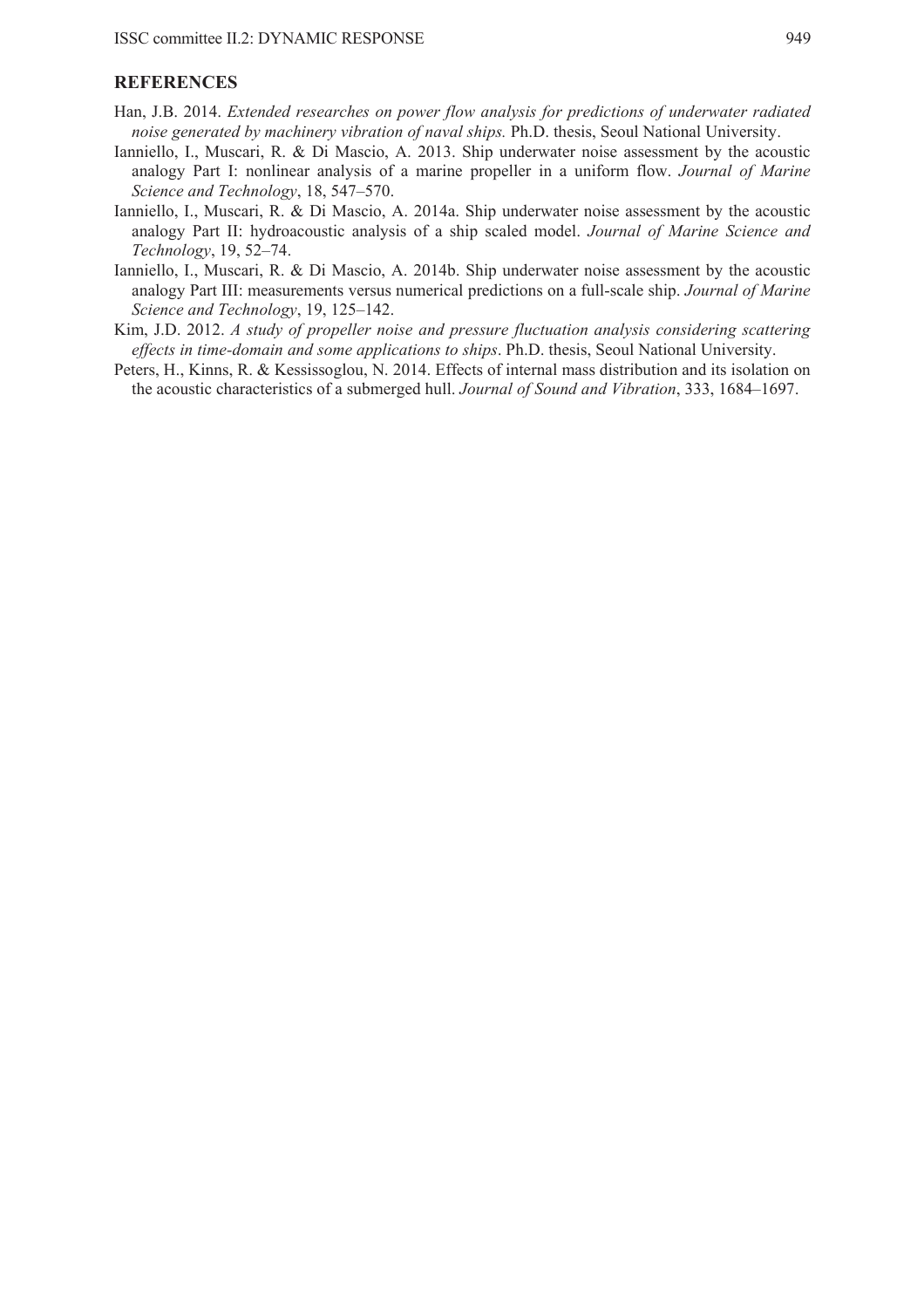## REFERENCES

Han, J.B. 2014. *Extended researches on power flow analysis for predictions of underwater radiated noise generated by machinery vibration of naval ships.* Ph.D. thesis, Seoul National University.

Ianniello, I., Muscari, R. & Di Mascio, A. 2013. Ship underwater noise assessment by the acoustic analogy Part I: nonlinear analysis of a marine propeller in a uniform flow. *Journal of Marine Science and Technology*, 18, 547–570.

Ianniello, I., Muscari, R. & Di Mascio, A. 2014a. Ship underwater noise assessment by the acoustic analogy Part II: hydroacoustic analysis of a ship scaled model. *Journal of Marine Science and Technology*, 19, 52–74.

Ianniello, I., Muscari, R. & Di Mascio, A. 2014b. Ship underwater noise assessment by the acoustic analogy Part III: measurements versus numerical predictions on a full-scale ship. *Journal of Marine Science and Technology*, 19, 125–142.

Kim, J.D. 2012. *A study of propeller noise and pressure fluctuation analysis considering scattering effects in time-domain and some applications to ships*. Ph.D. thesis, Seoul National University.

Peters, H., Kinns, R. & Kessissoglou, N. 2014. Effects of internal mass distribution and its isolation on the acoustic characteristics of a submerged hull. *Journal of Sound and Vibration*, 333, 1684–1697.